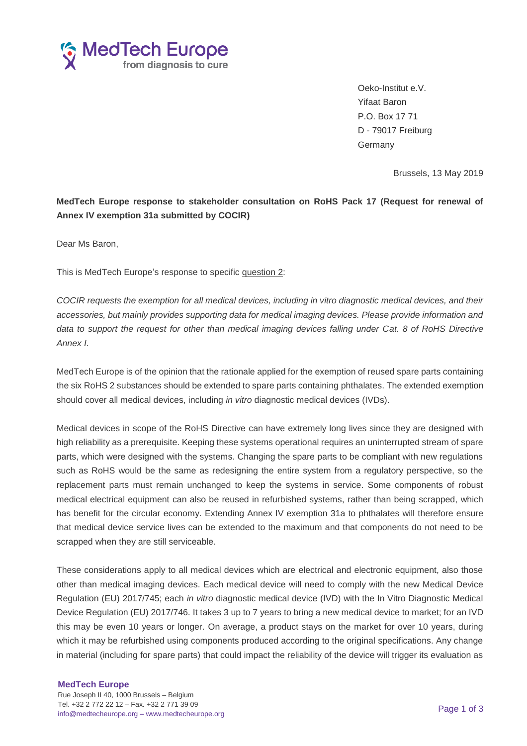Oeko-Institut e.V.
Yifaat Baron
P.O. Box 17 71
D - 79017 Freiburg
Germany

Brussels, 13 May 2019

**MedTech Europe response to stakeholder consultation on RoHS Pack 17 (Request for renewal of Annex IV exemption 31a submitted by COCIR)**

Dear Ms Baron,

This is MedTech Europe's response to specific question 2:

*COCIR requests the exemption for all medical devices, including in vitro diagnostic medical devices, and their accessories, but mainly provides supporting data for medical imaging devices. Please provide information and data to support the request for other than medical imaging devices falling under Cat. 8 of RoHS Directive Annex I.*

MedTech Europe is of the opinion that the rationale applied for the exemption of reused spare parts containing the six RoHS 2 substances should be extended to spare parts containing phthalates. The extended exemption should cover all medical devices, including *in vitro* diagnostic medical devices (IVDs).

Medical devices in scope of the RoHS Directive can have extremely long lives since they are designed with high reliability as a prerequisite. Keeping these systems operational requires an uninterrupted stream of spare parts, which were designed with the systems. Changing the spare parts to be compliant with new regulations such as RoHS would be the same as redesigning the entire system from a regulatory perspective, so the replacement parts must remain unchanged to keep the systems in service. Some components of robust medical electrical equipment can also be reused in refurbished systems, rather than being scrapped, which has benefit for the circular economy. Extending Annex IV exemption 31a to phthalates will therefore ensure that medical device service lives can be extended to the maximum and that components do not need to be scrapped when they are still serviceable.

These considerations apply to all medical devices which are electrical and electronic equipment, also those other than medical imaging devices. Each medical device will need to comply with the new Medical Device Regulation (EU) 2017/745; each *in vitro* diagnostic medical device (IVD) with the In Vitro Diagnostic Medical Device Regulation (EU) 2017/746. It takes 3 up to 7 years to bring a new medical device to market; for an IVD this may be even 10 years or longer. On average, a product stays on the market for over 10 years, during which it may be refurbished using components produced according to the original specifications. Any change in material (including for spare parts) that could impact the reliability of the device will trigger its evaluation as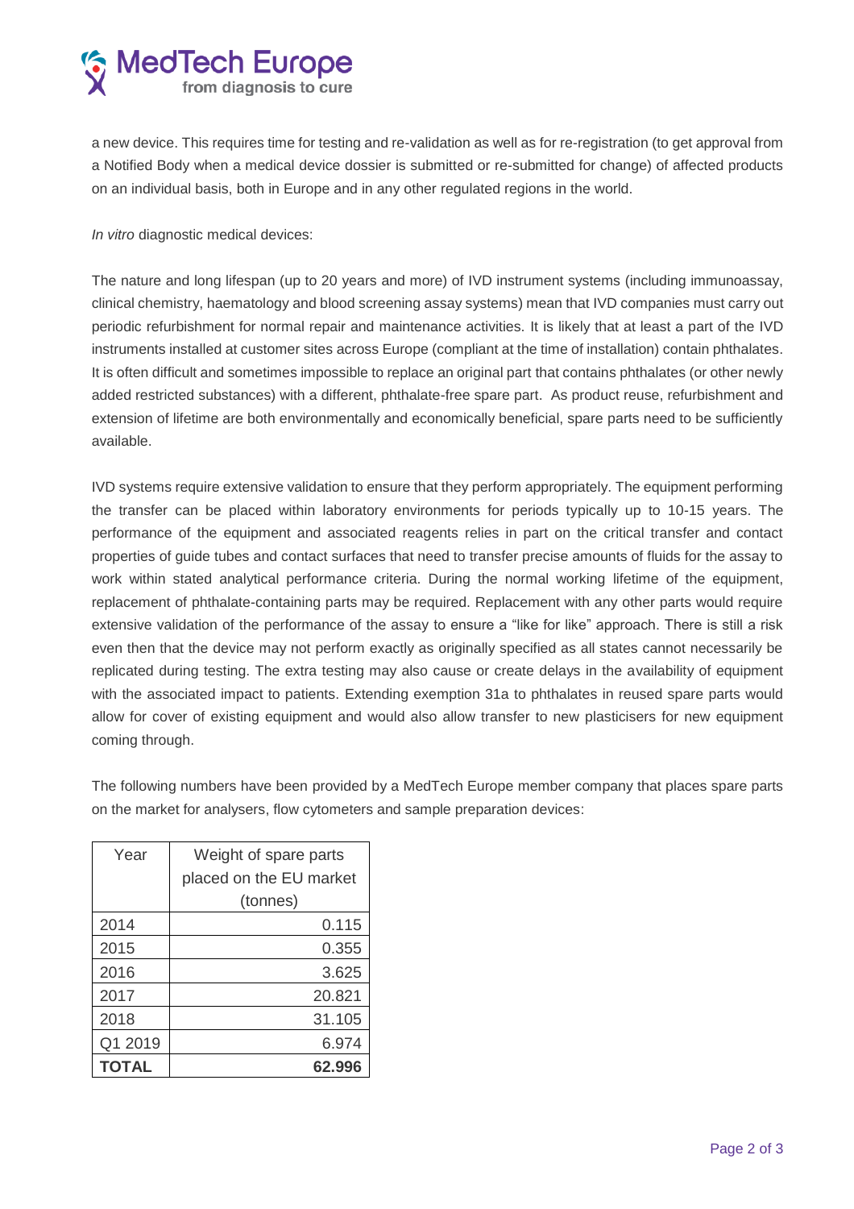a new device. This requires time for testing and re-validation as well as for re-registration (to get approval from a Notified Body when a medical device dossier is submitted or re-submitted for change) of affected products on an individual basis, both in Europe and in any other regulated regions in the world.

*In vitro* diagnostic medical devices:

The nature and long lifespan (up to 20 years and more) of IVD instrument systems (including immunoassay, clinical chemistry, haematology and blood screening assay systems) mean that IVD companies must carry out periodic refurbishment for normal repair and maintenance activities. It is likely that at least a part of the IVD instruments installed at customer sites across Europe (compliant at the time of installation) contain phthalates. It is often difficult and sometimes impossible to replace an original part that contains phthalates (or other newly added restricted substances) with a different, phthalate-free spare part. As product reuse, refurbishment and extension of lifetime are both environmentally and economically beneficial, spare parts need to be sufficiently available.

IVD systems require extensive validation to ensure that they perform appropriately. The equipment performing the transfer can be placed within laboratory environments for periods typically up to 10-15 years. The performance of the equipment and associated reagents relies in part on the critical transfer and contact properties of guide tubes and contact surfaces that need to transfer precise amounts of fluids for the assay to work within stated analytical performance criteria. During the normal working lifetime of the equipment, replacement of phthalate-containing parts may be required. Replacement with any other parts would require extensive validation of the performance of the assay to ensure a "like for like" approach. There is still a risk even then that the device may not perform exactly as originally specified as all states cannot necessarily be replicated during testing. The extra testing may also cause or create delays in the availability of equipment with the associated impact to patients. Extending exemption 31a to phthalates in reused spare parts would allow for cover of existing equipment and would also allow transfer to new plasticisers for new equipment coming through.

The following numbers have been provided by a MedTech Europe member company that places spare parts on the market for analysers, flow cytometers and sample preparation devices:

| Year | Weight of spare parts placed on the EU market (tonnes) |
|---|---:|
| 2014 | 0.115 |
| 2015 | 0.355 |
| 2016 | 3.625 |
| 2017 | 20.821 |
| 2018 | 31.105 |
| Q1 2019 | 6.974 |
| **TOTAL** | **62.996** |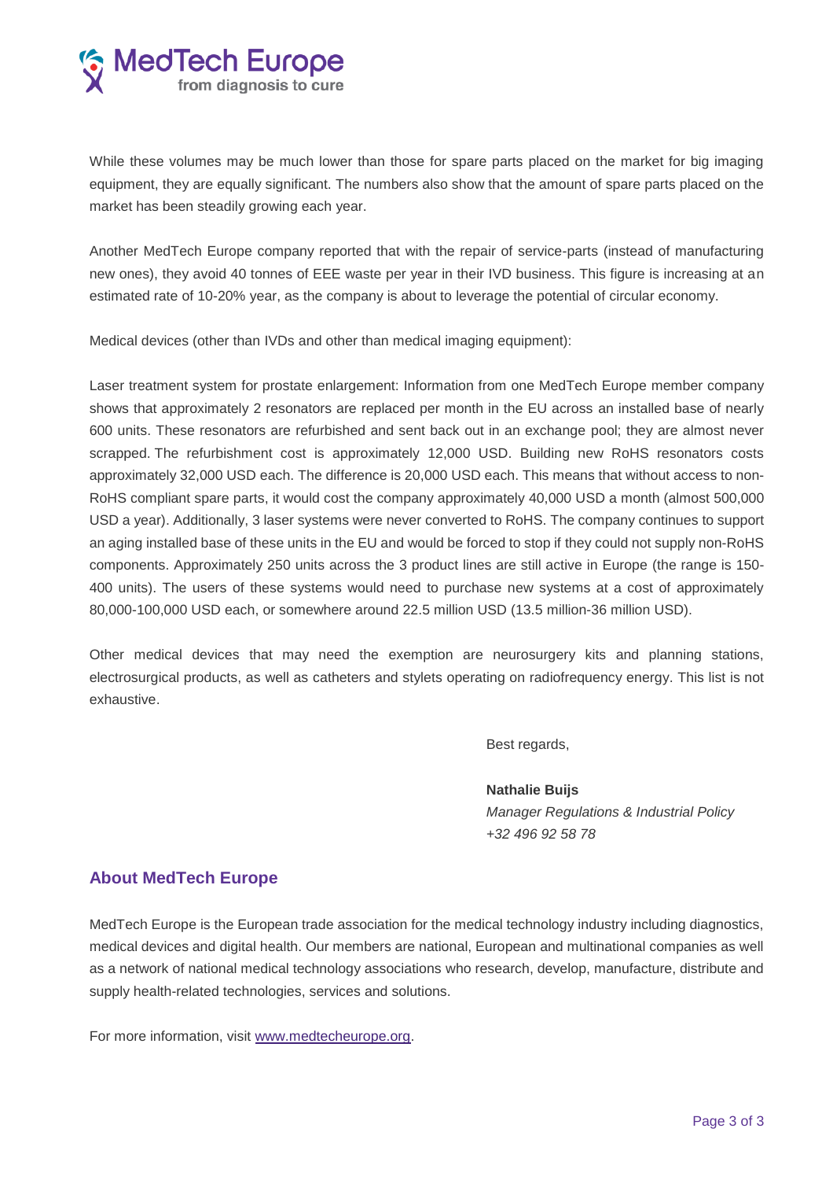While these volumes may be much lower than those for spare parts placed on the market for big imaging equipment, they are equally significant. The numbers also show that the amount of spare parts placed on the market has been steadily growing each year.

Another MedTech Europe company reported that with the repair of service-parts (instead of manufacturing new ones), they avoid 40 tonnes of EEE waste per year in their IVD business. This figure is increasing at an estimated rate of 10-20% year, as the company is about to leverage the potential of circular economy.

Medical devices (other than IVDs and other than medical imaging equipment):

Laser treatment system for prostate enlargement: Information from one MedTech Europe member company shows that approximately 2 resonators are replaced per month in the EU across an installed base of nearly 600 units. These resonators are refurbished and sent back out in an exchange pool; they are almost never scrapped. The refurbishment cost is approximately 12,000 USD. Building new RoHS resonators costs approximately 32,000 USD each. The difference is 20,000 USD each. This means that without access to non-RoHS compliant spare parts, it would cost the company approximately 40,000 USD a month (almost 500,000 USD a year). Additionally, 3 laser systems were never converted to RoHS. The company continues to support an aging installed base of these units in the EU and would be forced to stop if they could not supply non-RoHS components. Approximately 250 units across the 3 product lines are still active in Europe (the range is 150-400 units). The users of these systems would need to purchase new systems at a cost of approximately 80,000-100,000 USD each, or somewhere around 22.5 million USD (13.5 million-36 million USD).

Other medical devices that may need the exemption are neurosurgery kits and planning stations, electrosurgical products, as well as catheters and stylets operating on radiofrequency energy. This list is not exhaustive.

Best regards,

**Nathalie Buijs**
*Manager Regulations & Industrial Policy*
*+32 496 92 58 78*

## About MedTech Europe

MedTech Europe is the European trade association for the medical technology industry including diagnostics, medical devices and digital health. Our members are national, European and multinational companies as well as a network of national medical technology associations who research, develop, manufacture, distribute and supply health-related technologies, services and solutions.

For more information, visit [www.medtecheurope.org](http://www.medtecheurope.org).